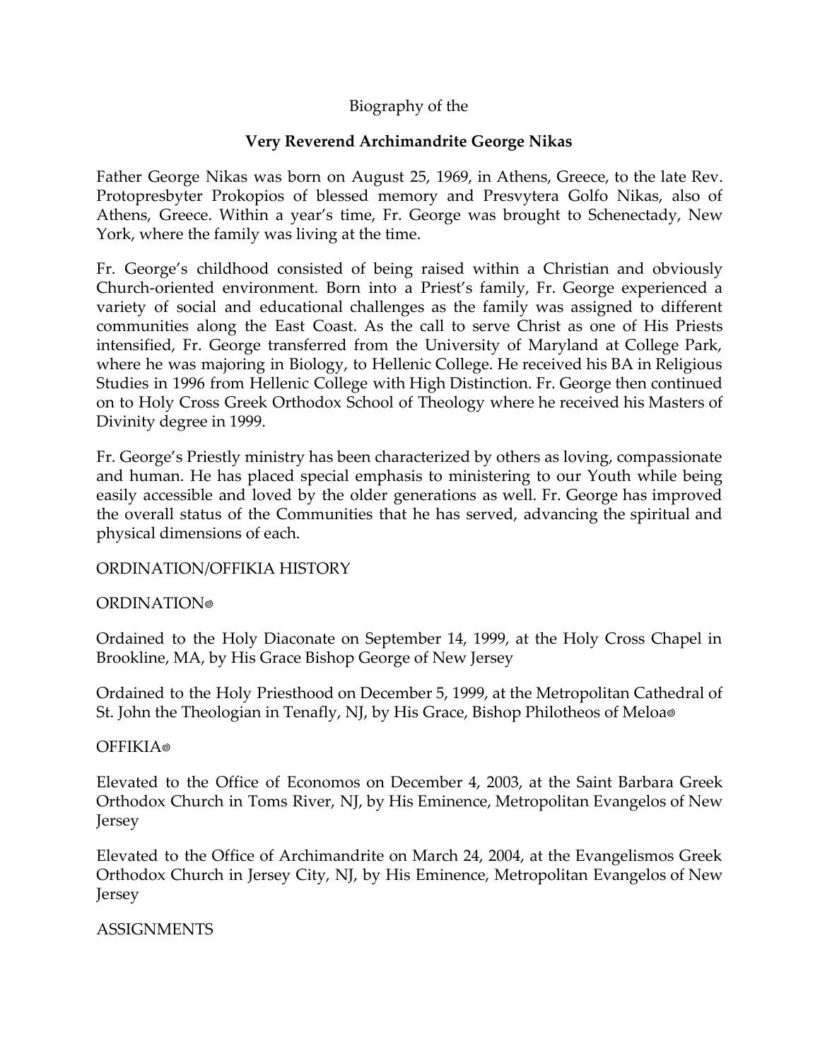Biography of the

**Very Reverend Archimandrite George Nikas**

Father George Nikas was born on August 25, 1969, in Athens, Greece, to the late Rev. Protopresbyter Prokopios of blessed memory and Presvytera Golfo Nikas, also of Athens, Greece. Within a year's time, Fr. George was brought to Schenectady, New York, where the family was living at the time.

Fr. George's childhood consisted of being raised within a Christian and obviously Church-oriented environment. Born into a Priest's family, Fr. George experienced a variety of social and educational challenges as the family was assigned to different communities along the East Coast. As the call to serve Christ as one of His Priests intensified, Fr. George transferred from the University of Maryland at College Park, where he was majoring in Biology, to Hellenic College. He received his BA in Religious Studies in 1996 from Hellenic College with High Distinction. Fr. George then continued on to Holy Cross Greek Orthodox School of Theology where he received his Masters of Divinity degree in 1999.

Fr. George's Priestly ministry has been characterized by others as loving, compassionate and human. He has placed special emphasis to ministering to our Youth while being easily accessible and loved by the older generations as well. Fr. George has improved the overall status of the Communities that he has served, advancing the spiritual and physical dimensions of each.

ORDINATION/OFFIKIA HISTORY

ORDINATION

Ordained to the Holy Diaconate on September 14, 1999, at the Holy Cross Chapel in Brookline, MA, by His Grace Bishop George of New Jersey

Ordained to the Holy Priesthood on December 5, 1999, at the Metropolitan Cathedral of St. John the Theologian in Tenafly, NJ, by His Grace, Bishop Philotheos of Meloa

OFFIKIA

Elevated to the Office of Economos on December 4, 2003, at the Saint Barbara Greek Orthodox Church in Toms River, NJ, by His Eminence, Metropolitan Evangelos of New Jersey

Elevated to the Office of Archimandrite on March 24, 2004, at the Evangelismos Greek Orthodox Church in Jersey City, NJ, by His Eminence, Metropolitan Evangelos of New Jersey

ASSIGNMENTS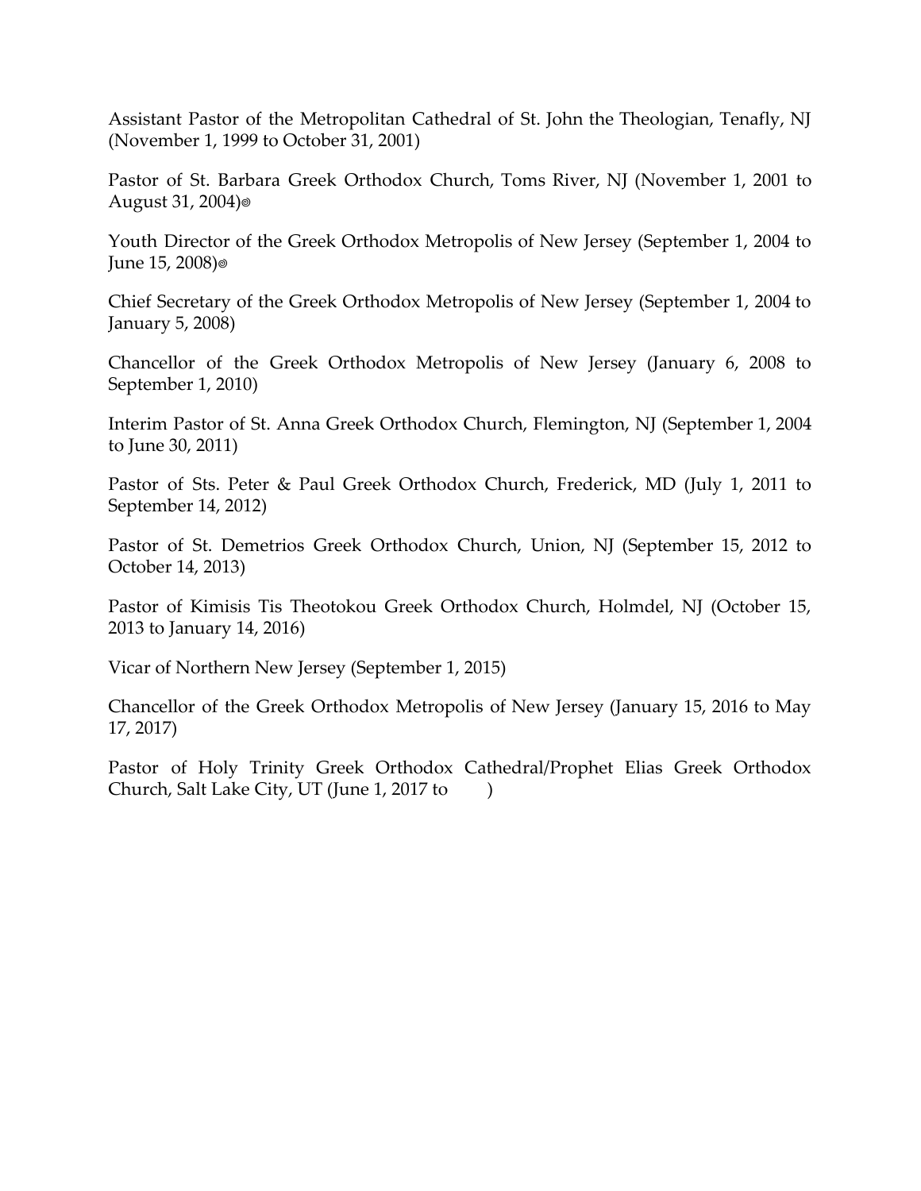Assistant Pastor of the Metropolitan Cathedral of St. John the Theologian, Tenafly, NJ (November 1, 1999 to October 31, 2001)

Pastor of St. Barbara Greek Orthodox Church, Toms River, NJ (November 1, 2001 to August 31, 2004)

Youth Director of the Greek Orthodox Metropolis of New Jersey (September 1, 2004 to June 15, 2008)

Chief Secretary of the Greek Orthodox Metropolis of New Jersey (September 1, 2004 to January 5, 2008)

Chancellor of the Greek Orthodox Metropolis of New Jersey (January 6, 2008 to September 1, 2010)

Interim Pastor of St. Anna Greek Orthodox Church, Flemington, NJ (September 1, 2004 to June 30, 2011)

Pastor of Sts. Peter & Paul Greek Orthodox Church, Frederick, MD (July 1, 2011 to September 14, 2012)

Pastor of St. Demetrios Greek Orthodox Church, Union, NJ (September 15, 2012 to October 14, 2013)

Pastor of Kimisis Tis Theotokou Greek Orthodox Church, Holmdel, NJ (October 15, 2013 to January 14, 2016)

Vicar of Northern New Jersey (September 1, 2015)

Chancellor of the Greek Orthodox Metropolis of New Jersey (January 15, 2016 to May 17, 2017)

Pastor of Holy Trinity Greek Orthodox Cathedral/Prophet Elias Greek Orthodox Church, Salt Lake City, UT (June 1, 2017 to )